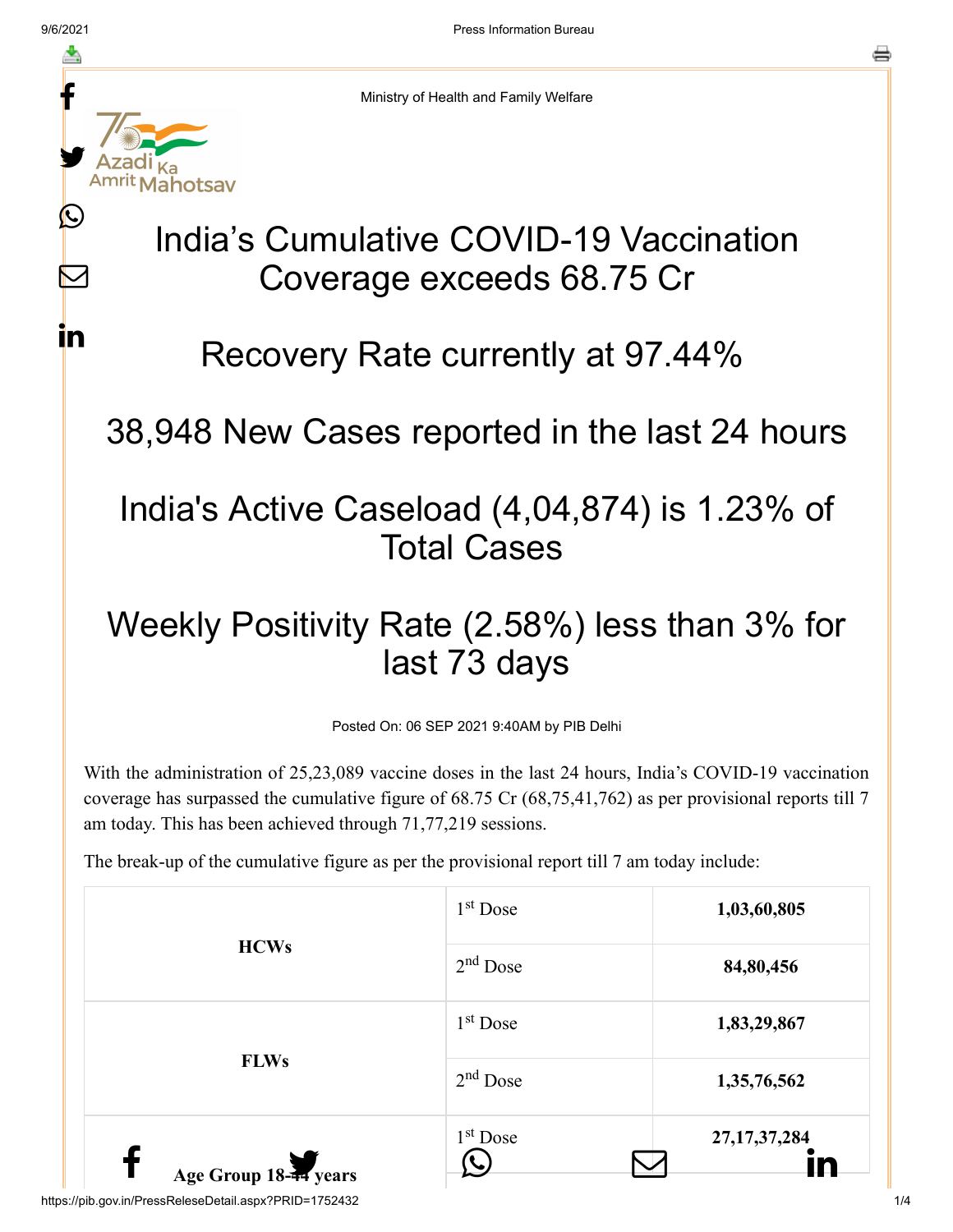Ministry of Health and Family Welfare

# India's Cumulative COVID-19 Vaccination Coverage exceeds 68.75 Cr

# Recovery Rate currently at 97.44%

# 38,948 New Cases reported in the last 24 hours

# India's Active Caseload (4,04,874) is 1.23% of Total Cases

# Weekly Positivity Rate (2.58%) less than 3% for last 73 days

Posted On: 06 SEP 2021 9:40AM by PIB Delhi

With the administration of 25,23,089 vaccine doses in the last 24 hours, India's COVID-19 vaccination coverage has surpassed the cumulative figure of 68.75 Cr (68,75,41,762) as per provisional reports till 7 am today. This has been achieved through 71,77,219 sessions.

The break-up of the cumulative figure as per the provisional report till 7 am today include:

| | | |
|---|---|---|
| **HCWs** | 1st Dose | **1,03,60,805** |
| | 2nd Dose | **84,80,456** |
| **FLWs** | 1st Dose | **1,83,29,867** |
| | 2nd Dose | **1,35,76,562** |
| **Age Group 18-44 years** | 1st Dose | **27,17,37,284** |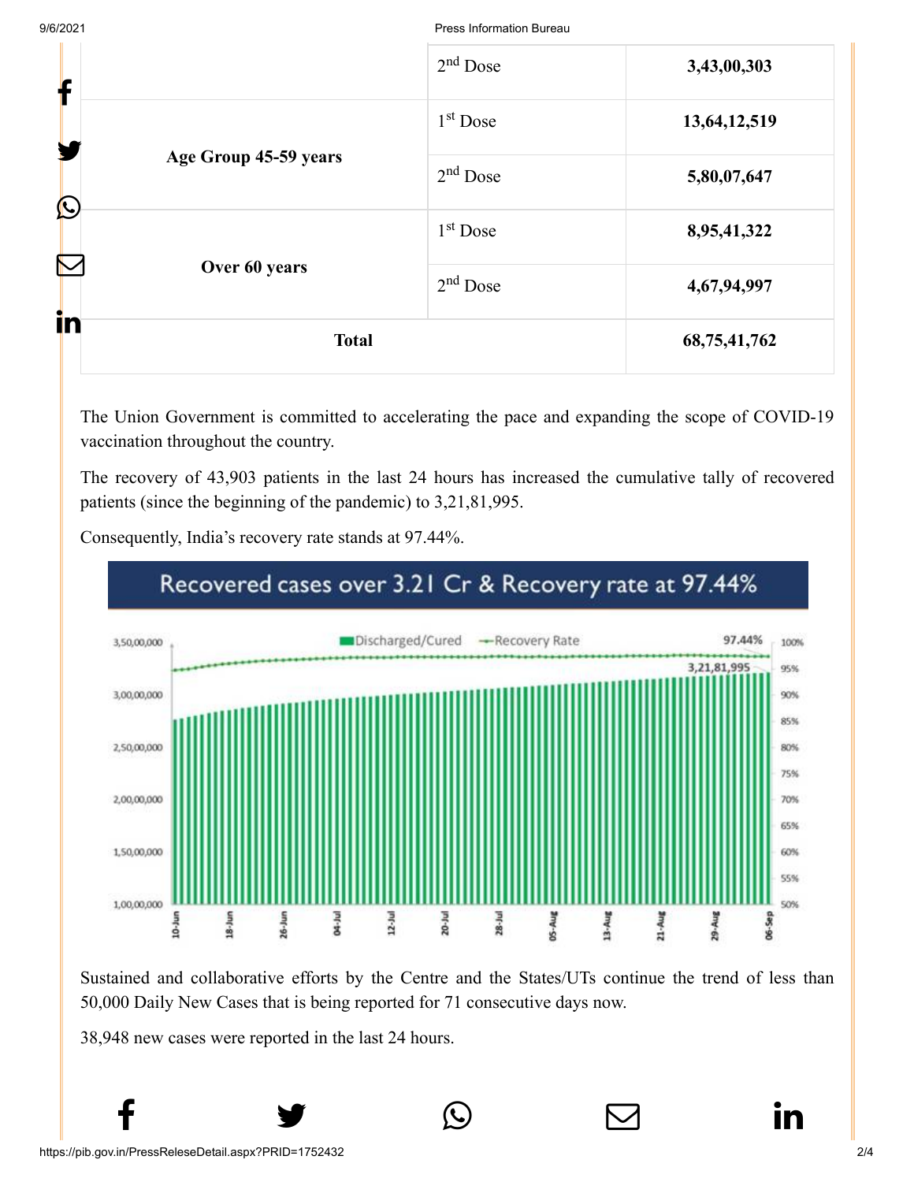| | | |
|---|---|---|
| | 2[nd] Dose | **3,43,00,303** |
| **Age Group 45-59 years** | 1[st] Dose | **13,64,12,519** |
| | 2[nd] Dose | **5,80,07,647** |
| **Over 60 years** | 1[st] Dose | **8,95,41,322** |
| | 2[nd] Dose | **4,67,94,997** |
| **Total** | | **68,75,41,762** |

The Union Government is committed to accelerating the pace and expanding the scope of COVID-19 vaccination throughout the country.

The recovery of 43,903 patients in the last 24 hours has increased the cumulative tally of recovered patients (since the beginning of the pandemic) to 3,21,81,995.

Consequently, India's recovery rate stands at 97.44%.

Sustained and collaborative efforts by the Centre and the States/UTs continue the trend of less than 50,000 Daily New Cases that is being reported for 71 consecutive days now.

38,948 new cases were reported in the last 24 hours.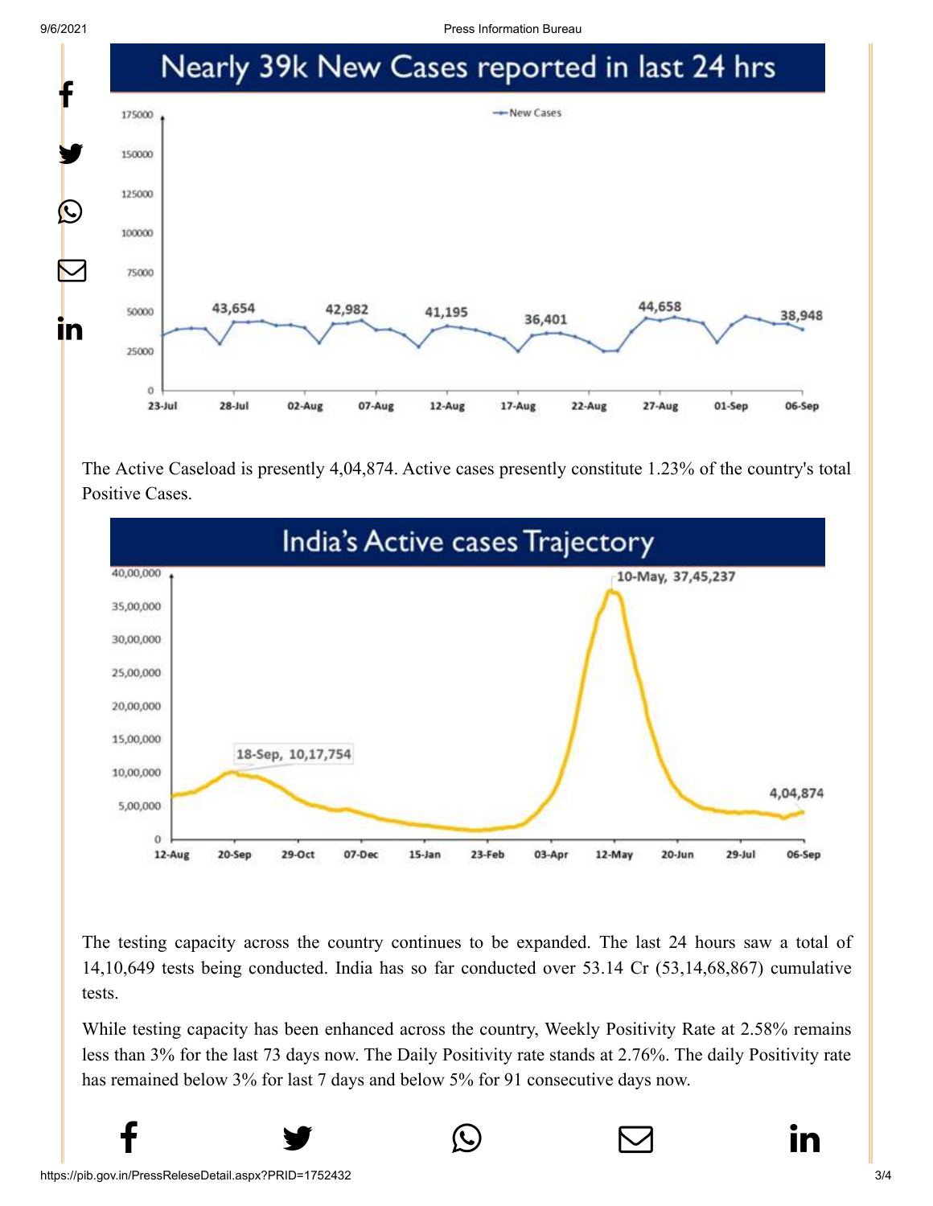## Nearly 39k New Cases reported in last 24 hrs

The Active Caseload is presently 4,04,874. Active cases presently constitute 1.23% of the country's total Positive Cases.

## India's Active cases Trajectory

The testing capacity across the country continues to be expanded. The last 24 hours saw a total of 14,10,649 tests being conducted. India has so far conducted over 53.14 Cr (53,14,68,867) cumulative tests.

While testing capacity has been enhanced across the country, Weekly Positivity Rate at 2.58% remains less than 3% for the last 73 days now. The Daily Positivity rate stands at 2.76%. The daily Positivity rate has remained below 3% for last 7 days and below 5% for 91 consecutive days now.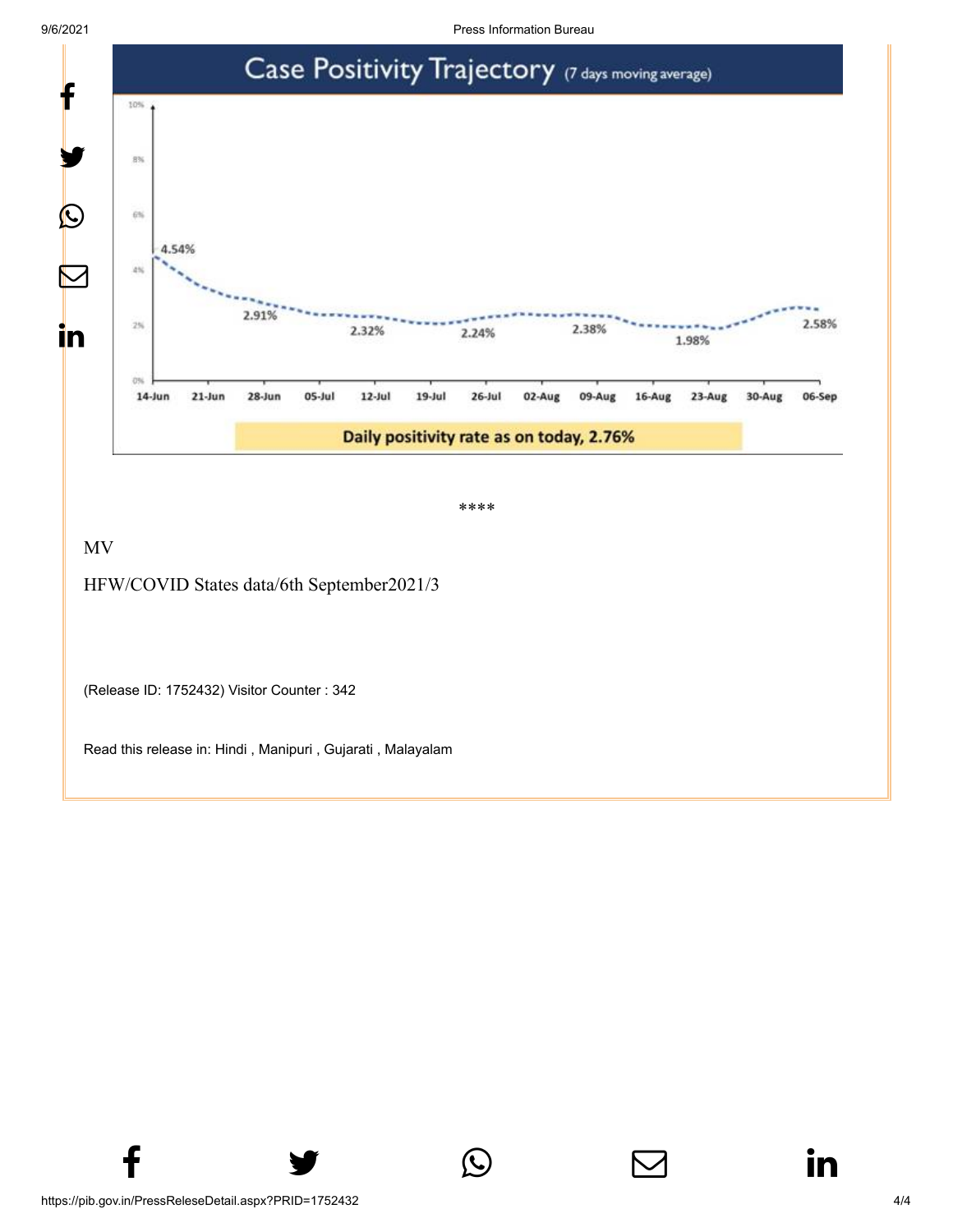Case Positivity Trajectory (7 days moving average)

10%
8%
6%
4%
2%
0%

4.54%
2.91%
2.32%
2.24%
2.38%
1.98%
2.58%

14-Jun 21-Jun 28-Jun 05-Jul 12-Jul 19-Jul 26-Jul 02-Aug 09-Aug 16-Aug 23-Aug 30-Aug 06-Sep

Daily positivity rate as on today, 2.76%

****

MV

HFW/COVID States data/6th September2021/3

(Release ID: 1752432) Visitor Counter : 342

Read this release in: Hindi , Manipuri , Gujarati , Malayalam